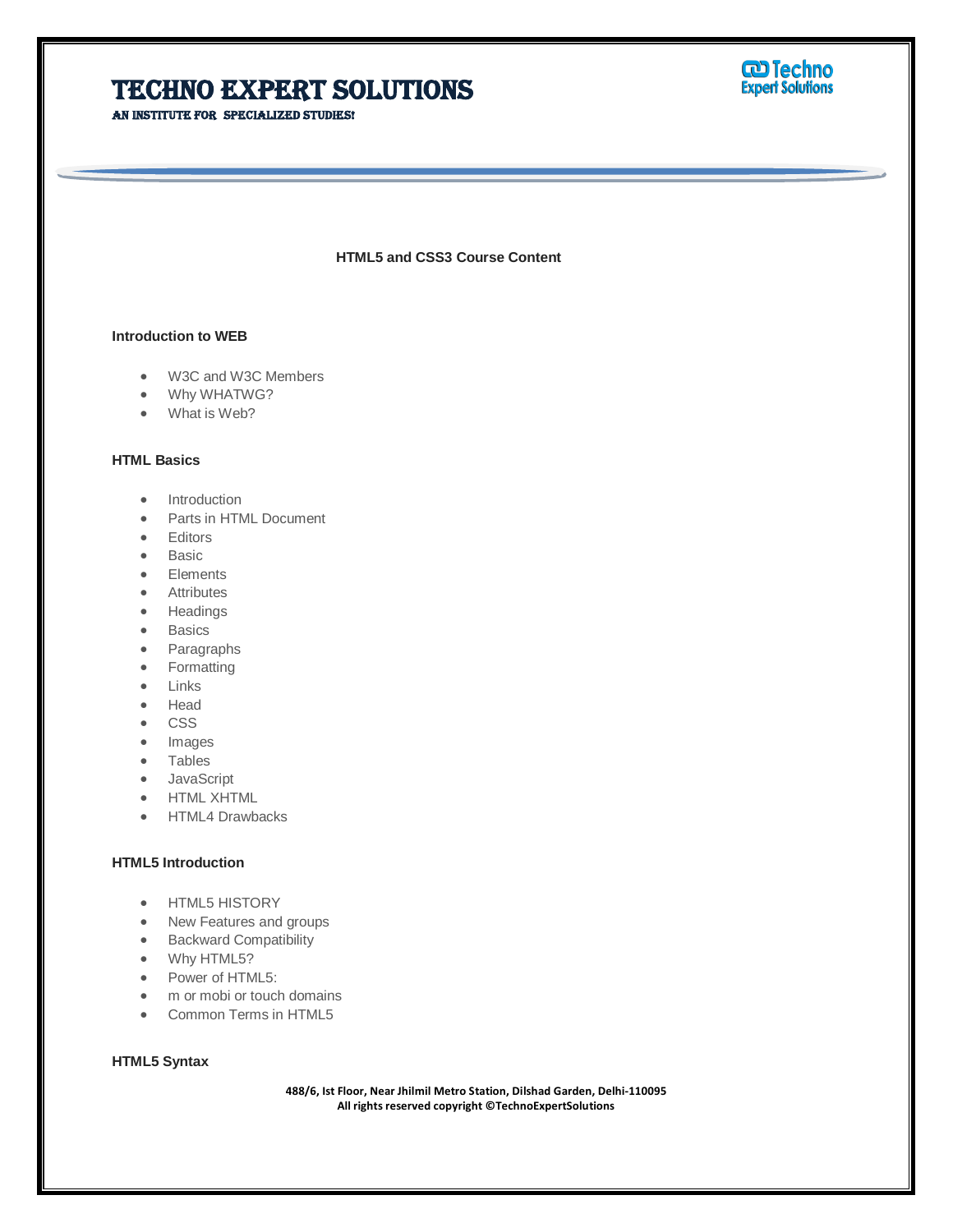# TECHNO EXPERT SOLUTIONS

AN INSTITUTE FOR SPECIALIZED STUDIES!

## HTML5 and CSS3 Course Content

### Introduction to WEB

- W3C and W3C Members
- Why WHATWG?
- What is Web?

### HTML Basics

- Introduction
- Parts in HTML Document
- Editors
- Basic
- Elements
- Attributes
- Headings
- Basics
- Paragraphs
- Formatting
- Links
- Head
- CSS
- Images
- Tables
- JavaScript
- HTML XHTML
- HTML4 Drawbacks

### HTML5 Introduction

- HTML5 HISTORY
- New Features and groups
- Backward Compatibility
- Why HTML5?
- Power of HTML5:
- m or mobi or touch domains
- Common Terms in HTML5

### HTML5 Syntax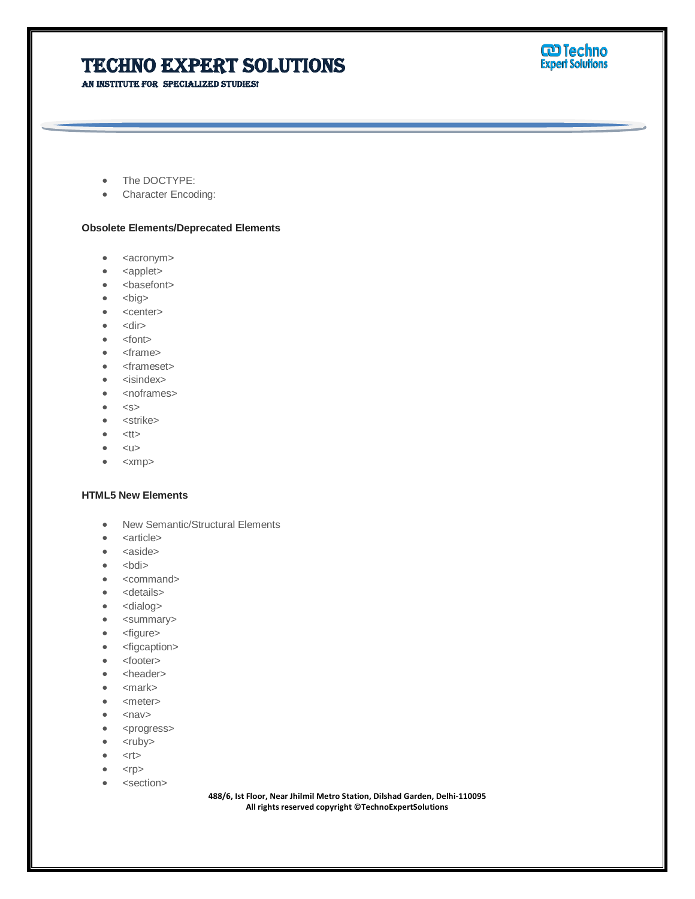- The DOCTYPE:
- Character Encoding:

**Obsolete Elements/Deprecated Elements**

- <acronym>
- <applet>
- <basefont>
- <big>
- <center>
- <dir>
- <font>
- <frame>
- <frameset>
- <isindex>
- <noframes>
- <s>
- <strike>
- <tt>
- <u>
- <xmp>

**HTML5 New Elements**

- New Semantic/Structural Elements
- <article>
- <aside>
- <bdi>
- <command>
- <details>
- <dialog>
- <summary>
- <figure>
- <figcaption>
- <footer>
- <header>
- <mark>
- <meter>
- <nav>
- <progress>
- <ruby>
- <rt>
- <rp>
- <section>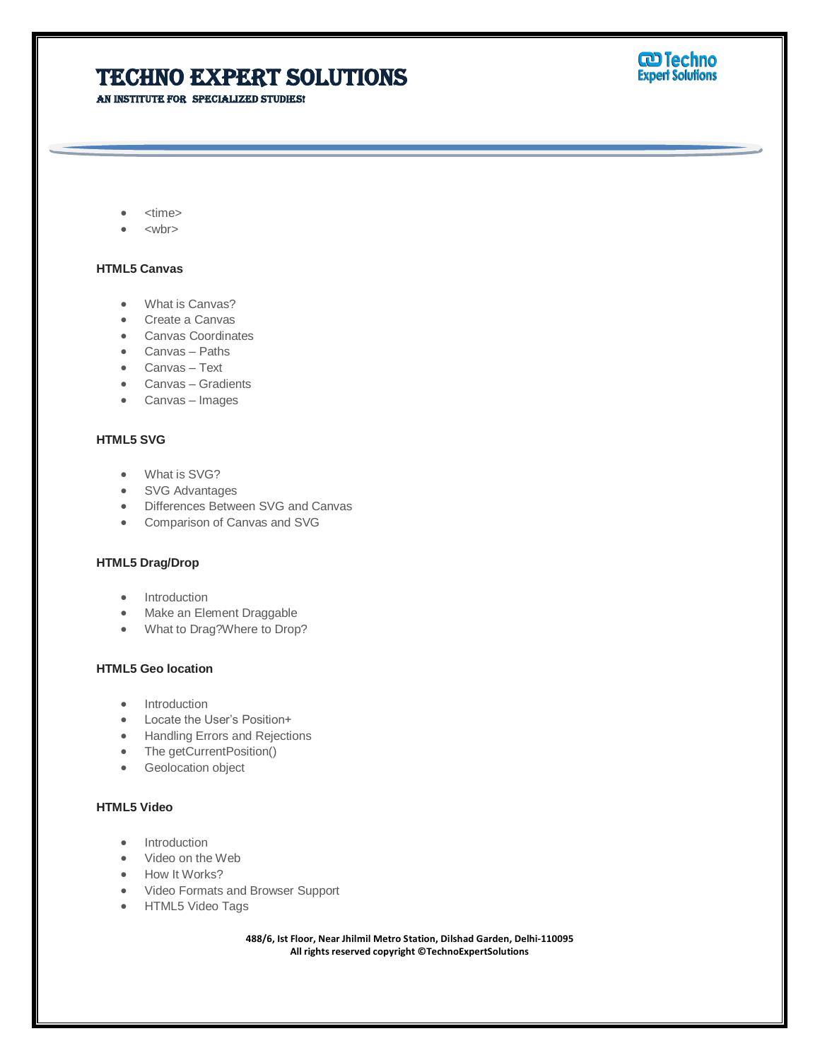- <time>
- <wbr>

**HTML5 Canvas**

- What is Canvas?
- Create a Canvas
- Canvas Coordinates
- Canvas – Paths
- Canvas – Text
- Canvas – Gradients
- Canvas – Images

**HTML5 SVG**

- What is SVG?
- SVG Advantages
- Differences Between SVG and Canvas
- Comparison of Canvas and SVG

**HTML5 Drag/Drop**

- Introduction
- Make an Element Draggable
- What to Drag?Where to Drop?

**HTML5 Geo location**

- Introduction
- Locate the User's Position+
- Handling Errors and Rejections
- The getCurrentPosition()
- Geolocation object

**HTML5 Video**

- Introduction
- Video on the Web
- How It Works?
- Video Formats and Browser Support
- HTML5 Video Tags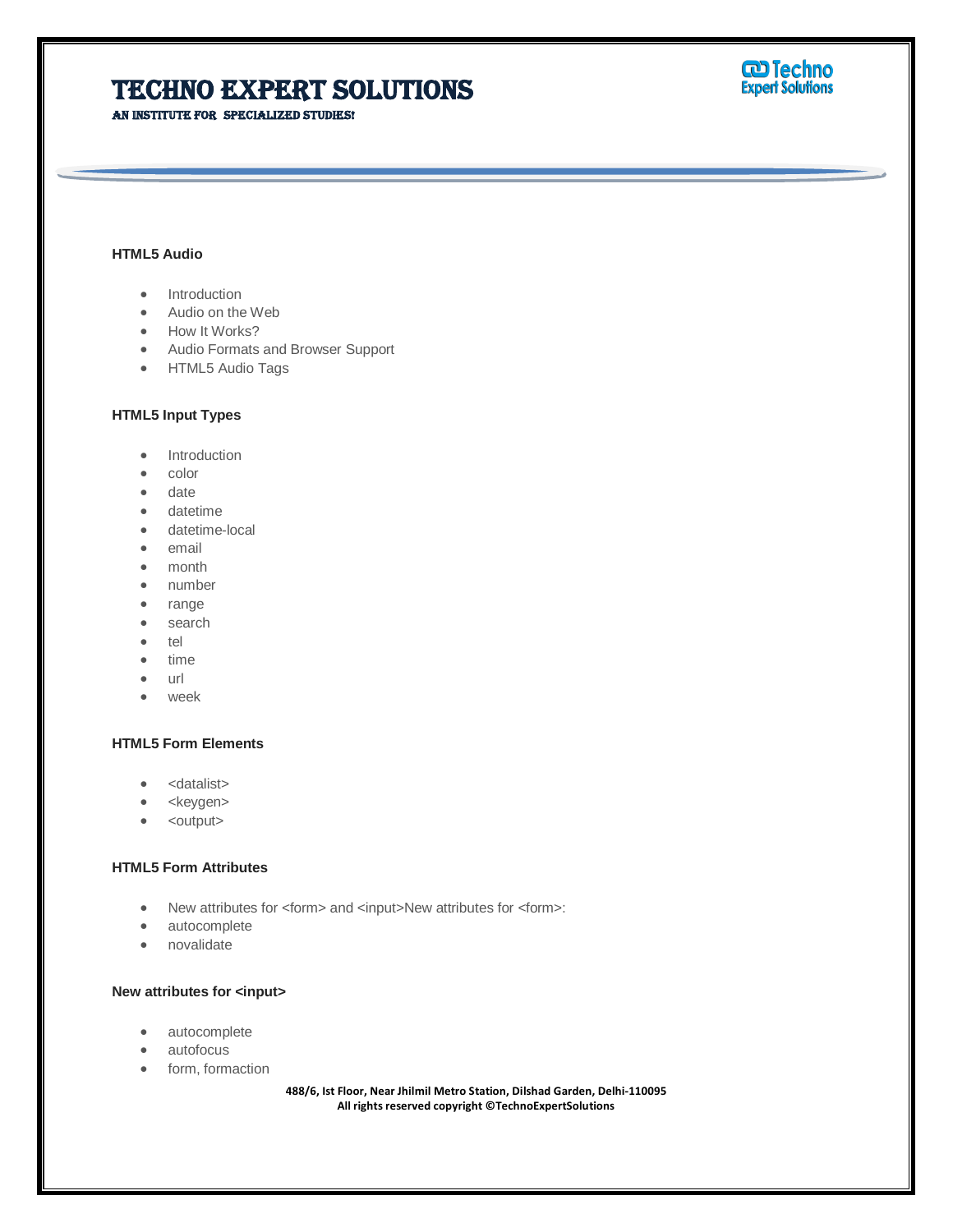**HTML5 Audio**

- Introduction
- Audio on the Web
- How It Works?
- Audio Formats and Browser Support
- HTML5 Audio Tags

**HTML5 Input Types**

- Introduction
- color
- date
- datetime
- datetime-local
- email
- month
- number
- range
- search
- tel
- time
- url
- week

**HTML5 Form Elements**

- <datalist>
- <keygen>
- <output>

**HTML5 Form Attributes**

- New attributes for <form> and <input>New attributes for <form>:
- autocomplete
- novalidate

**New attributes for <input>**

- autocomplete
- autofocus
- form, formaction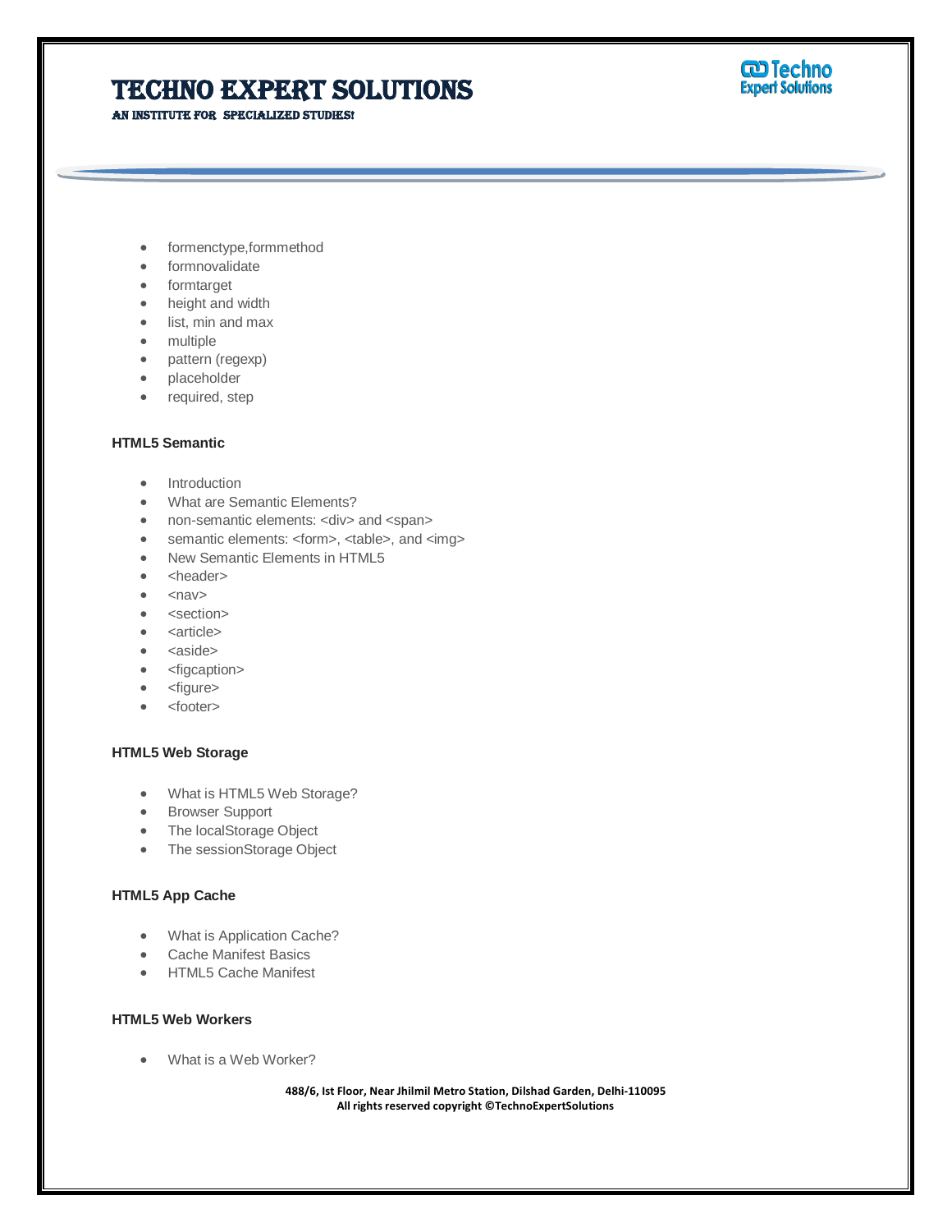- formenctype,formmethod
- formnovalidate
- formtarget
- height and width
- list, min and max
- multiple
- pattern (regexp)
- placeholder
- required, step

**HTML5 Semantic**

- Introduction
- What are Semantic Elements?
- non-semantic elements: <div> and <span>
- semantic elements: <form>, <table>, and <img>
- New Semantic Elements in HTML5
- <header>
- <nav>
- <section>
- <article>
- <aside>
- <figcaption>
- <figure>
- <footer>

**HTML5 Web Storage**

- What is HTML5 Web Storage?
- Browser Support
- The localStorage Object
- The sessionStorage Object

**HTML5 App Cache**

- What is Application Cache?
- Cache Manifest Basics
- HTML5 Cache Manifest

**HTML5 Web Workers**

- What is a Web Worker?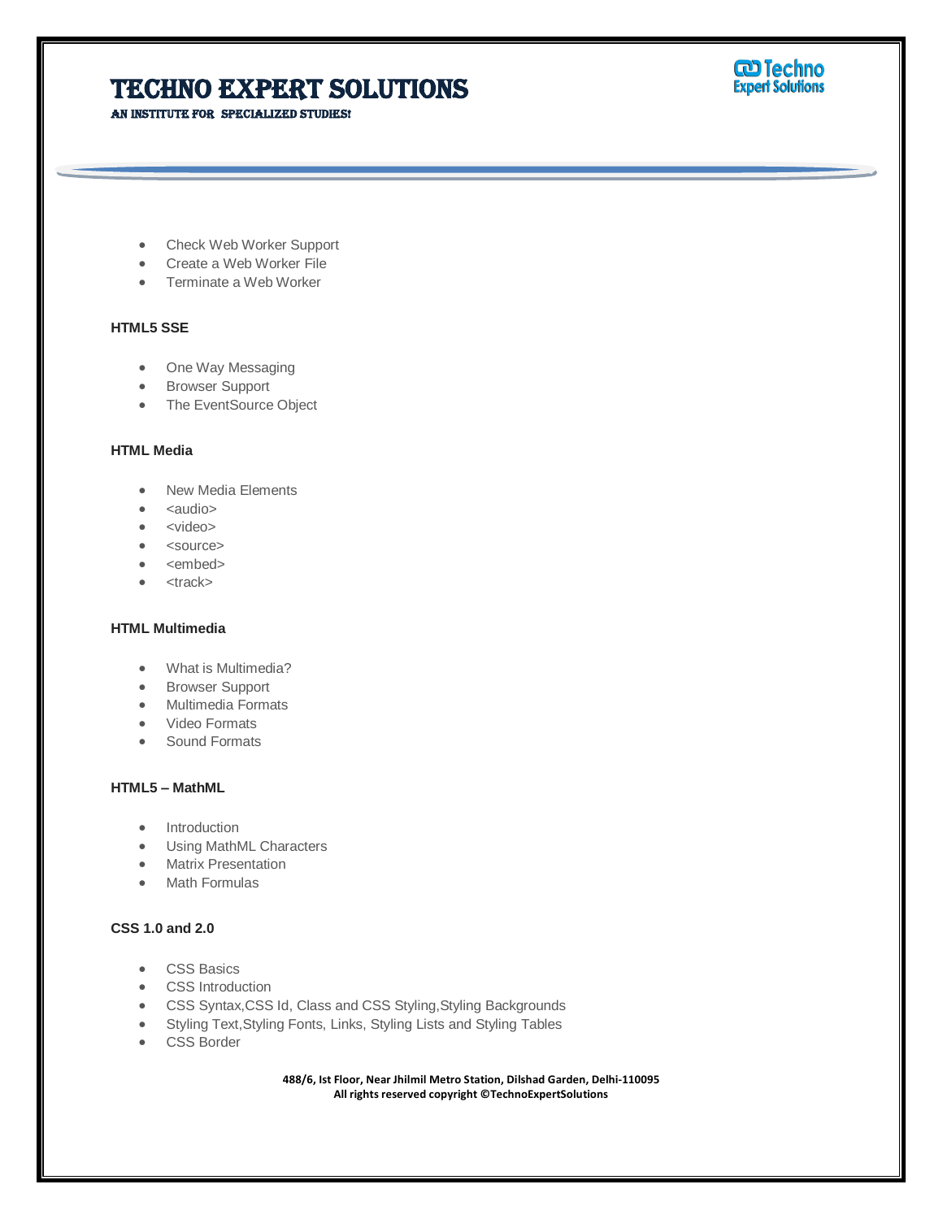- Check Web Worker Support
- Create a Web Worker File
- Terminate a Web Worker

**HTML5 SSE**

- One Way Messaging
- Browser Support
- The EventSource Object

**HTML Media**

- New Media Elements
- <audio>
- <video>
- <source>
- <embed>
- <track>

**HTML Multimedia**

- What is Multimedia?
- Browser Support
- Multimedia Formats
- Video Formats
- Sound Formats

**HTML5 – MathML**

- Introduction
- Using MathML Characters
- Matrix Presentation
- Math Formulas

**CSS 1.0 and 2.0**

- CSS Basics
- CSS Introduction
- CSS Syntax,CSS Id, Class and CSS Styling,Styling Backgrounds
- Styling Text,Styling Fonts, Links, Styling Lists and Styling Tables
- CSS Border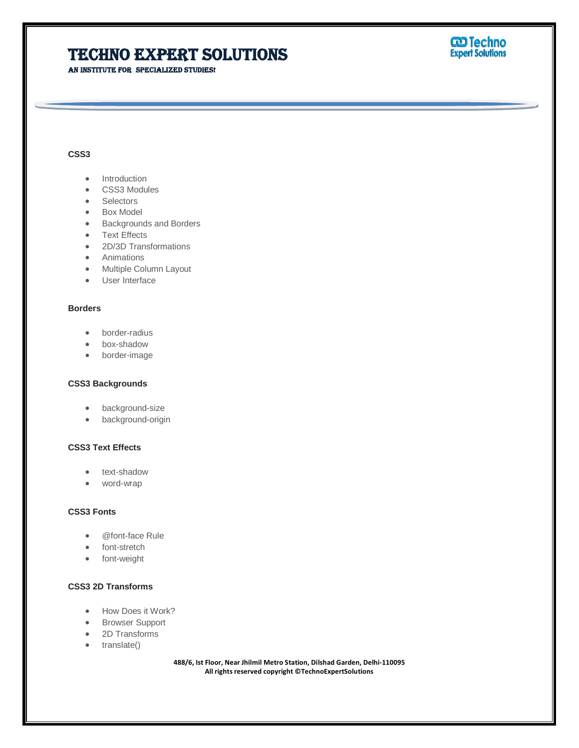**CSS3**

- Introduction
- CSS3 Modules
- Selectors
- Box Model
- Backgrounds and Borders
- Text Effects
- 2D/3D Transformations
- Animations
- Multiple Column Layout
- User Interface

**Borders**

- border-radius
- box-shadow
- border-image

**CSS3 Backgrounds**

- background-size
- background-origin

**CSS3 Text Effects**

- text-shadow
- word-wrap

**CSS3 Fonts**

- @font-face Rule
- font-stretch
- font-weight

**CSS3 2D Transforms**

- How Does it Work?
- Browser Support
- 2D Transforms
- translate()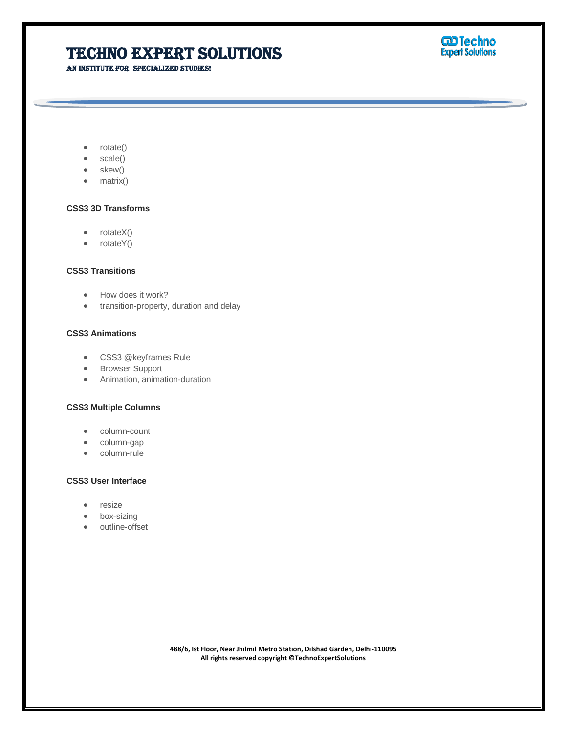- rotate()
- scale()
- skew()
- matrix()

**CSS3 3D Transforms**

- rotateX()
- rotateY()

**CSS3 Transitions**

- How does it work?
- transition-property, duration and delay

**CSS3 Animations**

- CSS3 @keyframes Rule
- Browser Support
- Animation, animation-duration

**CSS3 Multiple Columns**

- column-count
- column-gap
- column-rule

**CSS3 User Interface**

- resize
- box-sizing
- outline-offset